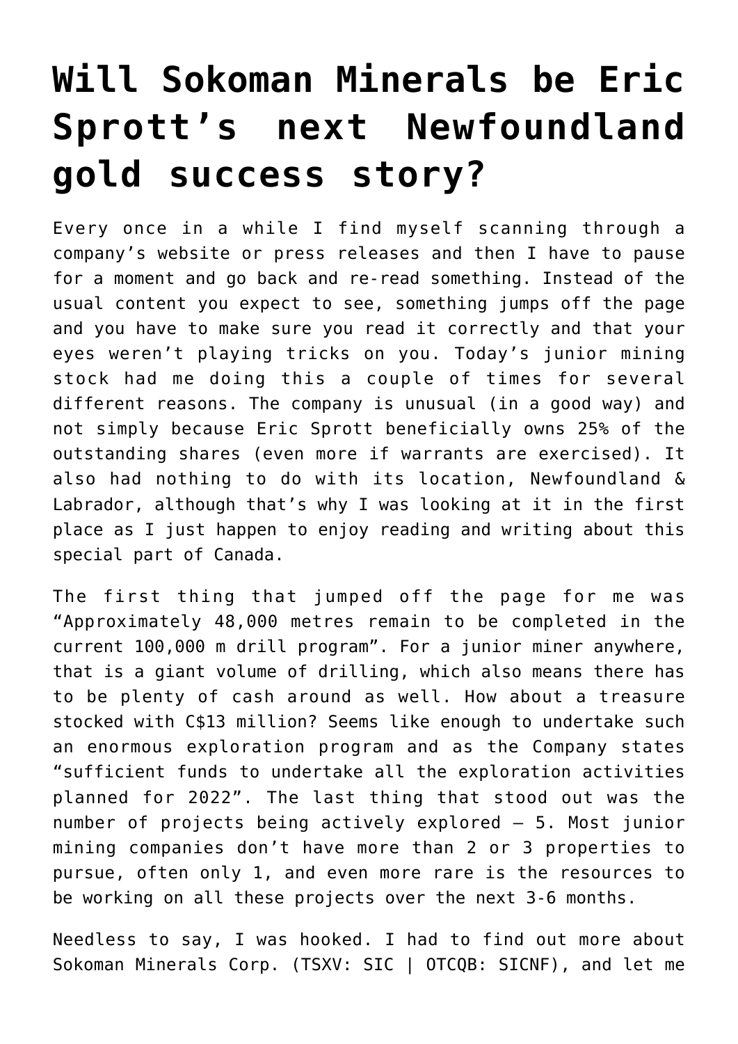# Will Sokoman Minerals be Eric Sprott's next Newfoundland gold success story?

Every once in a while I find myself scanning through a company's website or press releases and then I have to pause for a moment and go back and re-read something. Instead of the usual content you expect to see, something jumps off the page and you have to make sure you read it correctly and that your eyes weren't playing tricks on you. Today's junior mining stock had me doing this a couple of times for several different reasons. The company is unusual (in a good way) and not simply because Eric Sprott beneficially owns 25% of the outstanding shares (even more if warrants are exercised). It also had nothing to do with its location, Newfoundland & Labrador, although that's why I was looking at it in the first place as I just happen to enjoy reading and writing about this special part of Canada.

The first thing that jumped off the page for me was "Approximately 48,000 metres remain to be completed in the current 100,000 m drill program". For a junior miner anywhere, that is a giant volume of drilling, which also means there has to be plenty of cash around as well. How about a treasure stocked with C$13 million? Seems like enough to undertake such an enormous exploration program and as the Company states "sufficient funds to undertake all the exploration activities planned for 2022". The last thing that stood out was the number of projects being actively explored – 5. Most junior mining companies don't have more than 2 or 3 properties to pursue, often only 1, and even more rare is the resources to be working on all these projects over the next 3-6 months.

Needless to say, I was hooked. I had to find out more about Sokoman Minerals Corp. (TSXV: SIC | OTCQB: SICNF), and let me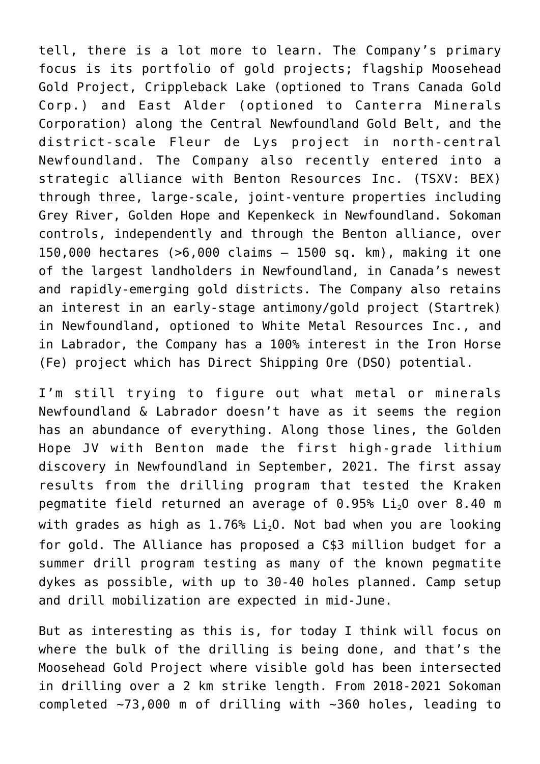tell, there is a lot more to learn. The Company's primary focus is its portfolio of gold projects; flagship Moosehead Gold Project, Crippleback Lake (optioned to Trans Canada Gold Corp.) and East Alder (optioned to Canterra Minerals Corporation) along the Central Newfoundland Gold Belt, and the district-scale Fleur de Lys project in north-central Newfoundland. The Company also recently entered into a strategic alliance with Benton Resources Inc. (TSXV: BEX) through three, large-scale, joint-venture properties including Grey River, Golden Hope and Kepenkeck in Newfoundland. Sokoman controls, independently and through the Benton alliance, over 150,000 hectares (>6,000 claims – 1500 sq. km), making it one of the largest landholders in Newfoundland, in Canada's newest and rapidly-emerging gold districts. The Company also retains an interest in an early-stage antimony/gold project (Startrek) in Newfoundland, optioned to White Metal Resources Inc., and in Labrador, the Company has a 100% interest in the Iron Horse (Fe) project which has Direct Shipping Ore (DSO) potential.

I'm still trying to figure out what metal or minerals Newfoundland & Labrador doesn't have as it seems the region has an abundance of everything. Along those lines, the Golden Hope JV with Benton made the first high-grade lithium discovery in Newfoundland in September, 2021. The first assay results from the drilling program that tested the Kraken pegmatite field returned an average of 0.95% $Li_2O$ over 8.40 m with grades as high as 1.76% $Li_2O$. Not bad when you are looking for gold. The Alliance has proposed a C$3 million budget for a summer drill program testing as many of the known pegmatite dykes as possible, with up to 30-40 holes planned. Camp setup and drill mobilization are expected in mid-June.

But as interesting as this is, for today I think will focus on where the bulk of the drilling is being done, and that's the Moosehead Gold Project where visible gold has been intersected in drilling over a 2 km strike length. From 2018-2021 Sokoman completed ~73,000 m of drilling with ~360 holes, leading to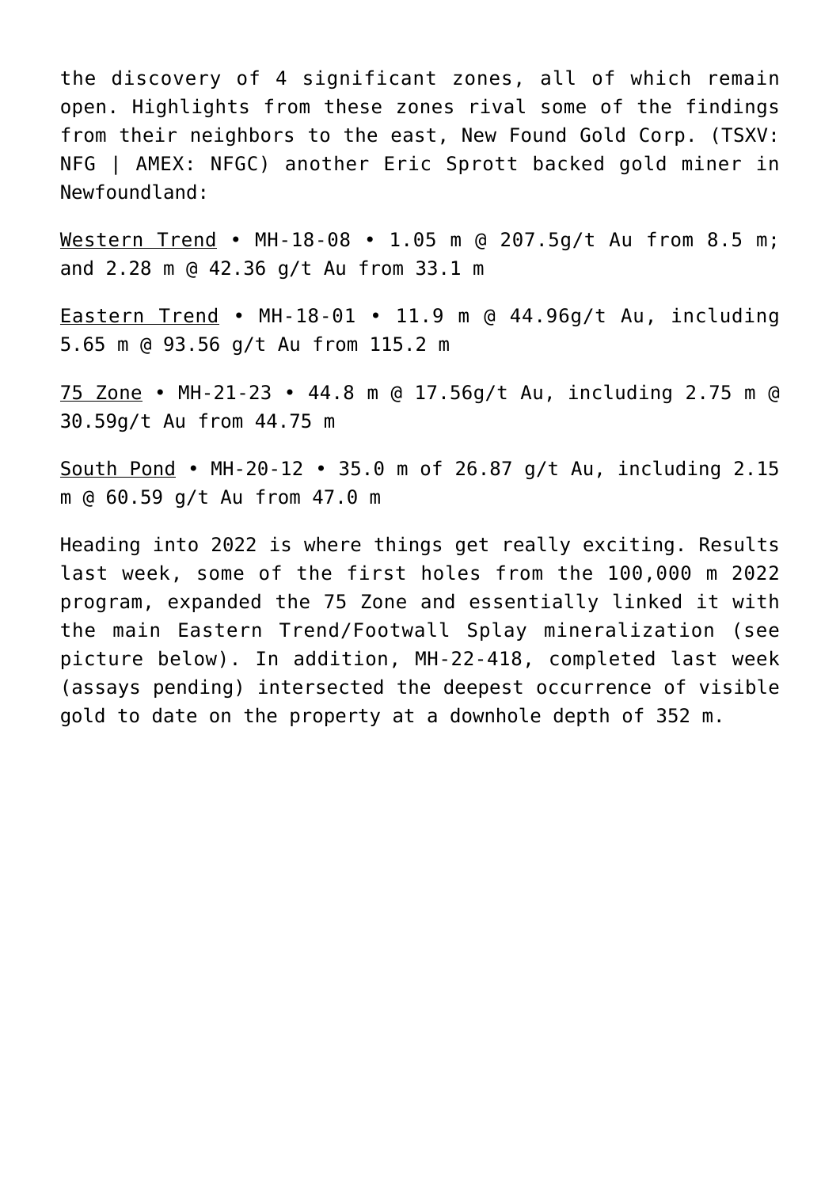the discovery of 4 significant zones, all of which remain open. Highlights from these zones rival some of the findings from their neighbors to the east, New Found Gold Corp. (TSXV: NFG | AMEX: NFGC) another Eric Sprott backed gold miner in Newfoundland:

Western Trend • MH-18-08 • 1.05 m @ 207.5g/t Au from 8.5 m; and 2.28 m @ 42.36 g/t Au from 33.1 m

Eastern Trend • MH-18-01 • 11.9 m @ 44.96g/t Au, including 5.65 m @ 93.56 g/t Au from 115.2 m

75 Zone • MH-21-23 • 44.8 m @ 17.56g/t Au, including 2.75 m @ 30.59g/t Au from 44.75 m

South Pond • MH-20-12 • 35.0 m of 26.87 g/t Au, including 2.15 m @ 60.59 g/t Au from 47.0 m

Heading into 2022 is where things get really exciting. Results last week, some of the first holes from the 100,000 m 2022 program, expanded the 75 Zone and essentially linked it with the main Eastern Trend/Footwall Splay mineralization (see picture below). In addition, MH-22-418, completed last week (assays pending) intersected the deepest occurrence of visible gold to date on the property at a downhole depth of 352 m.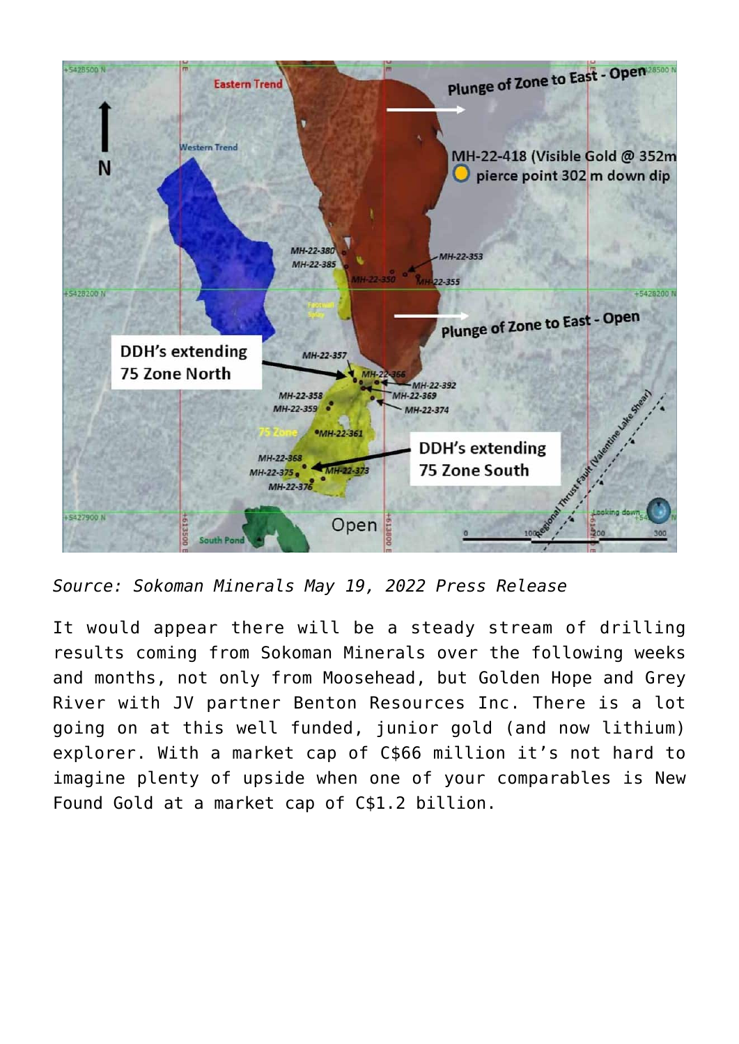Plunge of Zone to East - Open

Eastern Trend

Western Trend

N

MH-22-418 (Visible Gold @ 352m pierce point 302 m down dip

MH-22-380

MH-22-385

MH-22-353

MH-22-350

MH-22-355

Footwall Splay

Plunge of Zone to East - Open

DDH's extending 75 Zone North

MH-22-357

MH-22-366

MH-22-392

MH-22-358

MH-22-369

MH-22-359

MH-22-374

75 Zone

MH-22-361

DDH's extending 75 Zone South

MH-22-368

MH-22-375

MH-22-373

MH-22-376

Regional Thrust Fault (Valentine Lake Shear)

Looking down

Open

South Pond

0 100 200 300

+5428500 N

+5428200 N

+5427900 N

+613500 E

+613800 E

*Source: Sokoman Minerals May 19, 2022 Press Release*

It would appear there will be a steady stream of drilling results coming from Sokoman Minerals over the following weeks and months, not only from Moosehead, but Golden Hope and Grey River with JV partner Benton Resources Inc. There is a lot going on at this well funded, junior gold (and now lithium) explorer. With a market cap of C$66 million it's not hard to imagine plenty of upside when one of your comparables is New Found Gold at a market cap of C$1.2 billion.